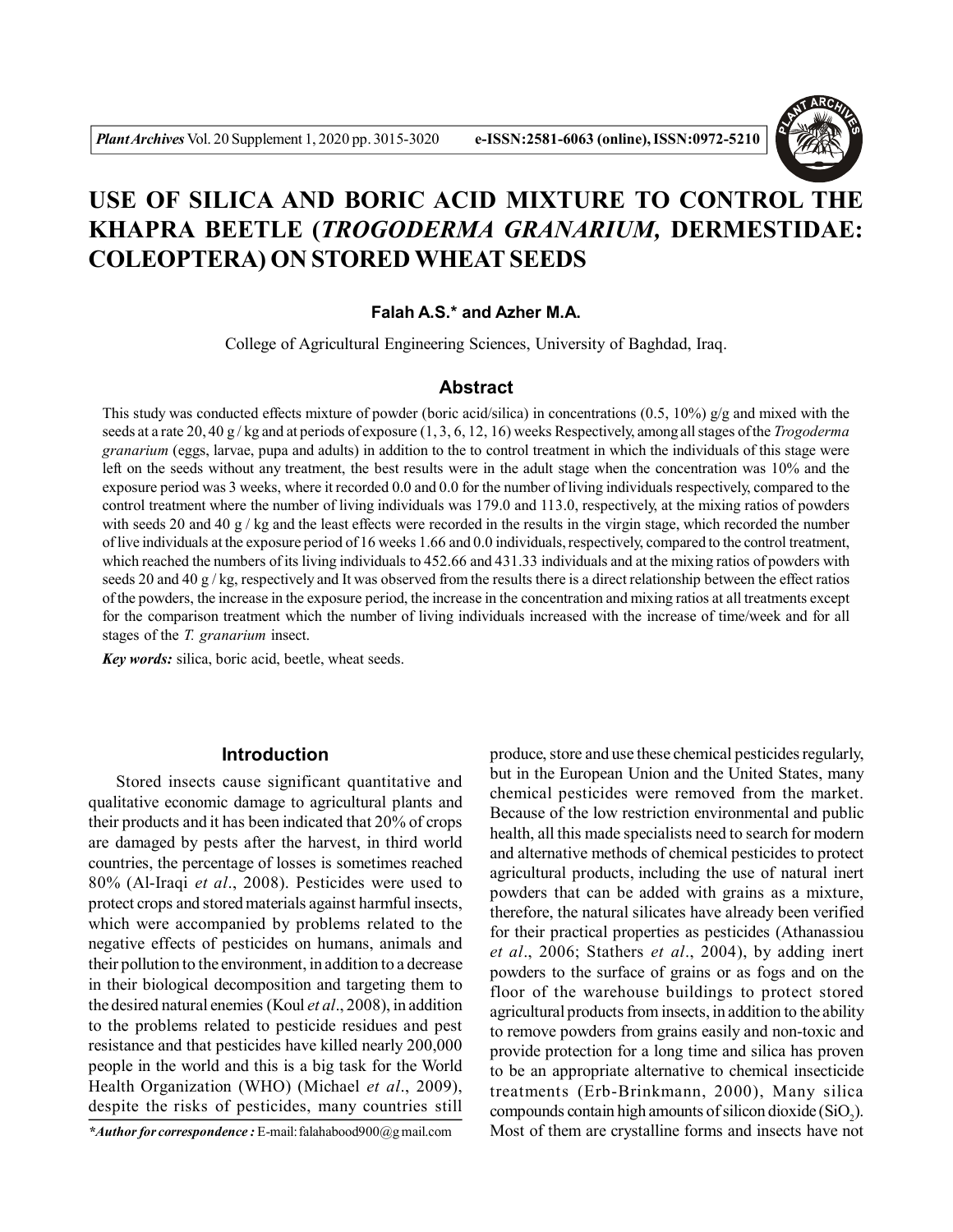# USE OF SILICA AND BORIC ACID MIXTURE TO CONTROL THE KHAPRA BEETLE (*TROGODERMA GRANARIUM,* DERMESTIDAE: COLEOPTERA) ON STORED WHEAT SEEDS

**Falah A.S.* and Azher M.A.**

College of Agricultural Engineering Sciences, University of Baghdad, Iraq.

## Abstract

This study was conducted effects mixture of powder (boric acid/silica) in concentrations (0.5, 10%) g/g and mixed with the seeds at a rate 20, 40 g / kg and at periods of exposure (1, 3, 6, 12, 16) weeks Respectively, among all stages of the *Trogoderma granarium* (eggs, larvae, pupa and adults) in addition to the to control treatment in which the individuals of this stage were left on the seeds without any treatment, the best results were in the adult stage when the concentration was 10% and the exposure period was 3 weeks, where it recorded 0.0 and 0.0 for the number of living individuals respectively, compared to the control treatment where the number of living individuals was 179.0 and 113.0, respectively, at the mixing ratios of powders with seeds 20 and 40 g / kg and the least effects were recorded in the results in the virgin stage, which recorded the number of live individuals at the exposure period of 16 weeks 1.66 and 0.0 individuals, respectively, compared to the control treatment, which reached the numbers of its living individuals to 452.66 and 431.33 individuals and at the mixing ratios of powders with seeds 20 and 40 g / kg, respectively and It was observed from the results there is a direct relationship between the effect ratios of the powders, the increase in the exposure period, the increase in the concentration and mixing ratios at all treatments except for the comparison treatment which the number of living individuals increased with the increase of time/week and for all stages of the *T. granarium* insect.

***Key words:*** silica, boric acid, beetle, wheat seeds.

## Introduction

Stored insects cause significant quantitative and qualitative economic damage to agricultural plants and their products and it has been indicated that 20% of crops are damaged by pests after the harvest, in third world countries, the percentage of losses is sometimes reached 80% (Al-Iraqi *et al*., 2008). Pesticides were used to protect crops and stored materials against harmful insects, which were accompanied by problems related to the negative effects of pesticides on humans, animals and their pollution to the environment, in addition to a decrease in their biological decomposition and targeting them to the desired natural enemies (Koul *et al*., 2008), in addition to the problems related to pesticide residues and pest resistance and that pesticides have killed nearly 200,000 people in the world and this is a big task for the World Health Organization (WHO) (Michael *et al*., 2009), despite the risks of pesticides, many countries still produce, store and use these chemical pesticides regularly, but in the European Union and the United States, many chemical pesticides were removed from the market. Because of the low restriction environmental and public health, all this made specialists need to search for modern and alternative methods of chemical pesticides to protect agricultural products, including the use of natural inert powders that can be added with grains as a mixture, therefore, the natural silicates have already been verified for their practical properties as pesticides (Athanassiou *et al*., 2006; Stathers *et al*., 2004), by adding inert powders to the surface of grains or as fogs and on the floor of the warehouse buildings to protect stored agricultural products from insects, in addition to the ability to remove powders from grains easily and non-toxic and provide protection for a long time and silica has proven to be an appropriate alternative to chemical insecticide treatments (Erb-Brinkmann, 2000), Many silica compounds contain high amounts of silicon dioxide ($SiO_2$). Most of them are crystalline forms and insects have not

**Author for correspondence :* E-mail: falahabood900@gmail.com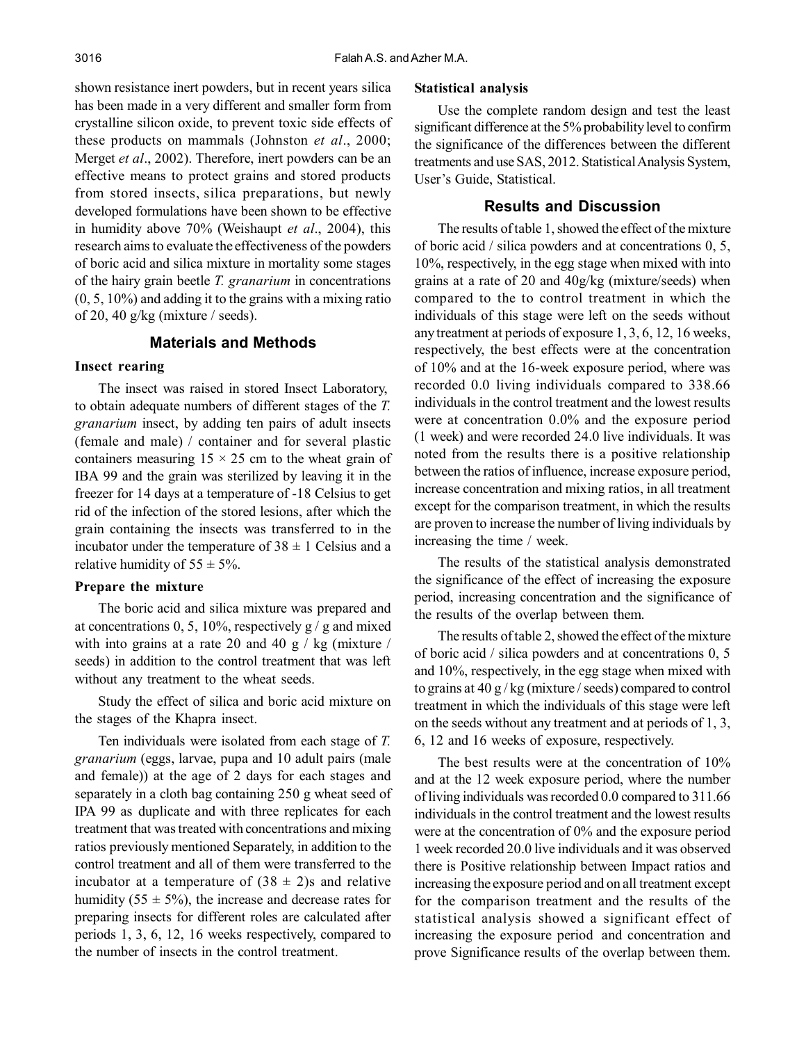shown resistance inert powders, but in recent years silica has been made in a very different and smaller form from crystalline silicon oxide, to prevent toxic side effects of these products on mammals (Johnston *et al*., 2000; Merget *et al*., 2002). Therefore, inert powders can be an effective means to protect grains and stored products from stored insects, silica preparations, but newly developed formulations have been shown to be effective in humidity above 70% (Weishaupt *et al*., 2004), this research aims to evaluate the effectiveness of the powders of boric acid and silica mixture in mortality some stages of the hairy grain beetle *T. granarium* in concentrations (0, 5, 10%) and adding it to the grains with a mixing ratio of 20, 40 g/kg (mixture / seeds).

## Materials and Methods

### Insect rearing

The insect was raised in stored Insect Laboratory, to obtain adequate numbers of different stages of the *T. granarium* insect, by adding ten pairs of adult insects (female and male) / container and for several plastic containers measuring $15 \times 25$ cm to the wheat grain of IBA 99 and the grain was sterilized by leaving it in the freezer for 14 days at a temperature of -18 Celsius to get rid of the infection of the stored lesions, after which the grain containing the insects was transferred to in the incubator under the temperature of $38 \pm 1$ Celsius and a relative humidity of $55 \pm 5\%$.

### Prepare the mixture

The boric acid and silica mixture was prepared and at concentrations 0, 5, 10%, respectively g / g and mixed with into grains at a rate 20 and 40 g / kg (mixture / seeds) in addition to the control treatment that was left without any treatment to the wheat seeds.

Study the effect of silica and boric acid mixture on the stages of the Khapra insect.

Ten individuals were isolated from each stage of *T. granarium* (eggs, larvae, pupa and 10 adult pairs (male and female)) at the age of 2 days for each stages and separately in a cloth bag containing 250 g wheat seed of IPA 99 as duplicate and with three replicates for each treatment that was treated with concentrations and mixing ratios previously mentioned Separately, in addition to the control treatment and all of them were transferred to the incubator at a temperature of $(38 \pm 2)$s and relative humidity $(55 \pm 5\%)$, the increase and decrease rates for preparing insects for different roles are calculated after periods 1, 3, 6, 12, 16 weeks respectively, compared to the number of insects in the control treatment.

### Statistical analysis

Use the complete random design and test the least significant difference at the 5% probability level to confirm the significance of the differences between the different treatments and use SAS, 2012. Statistical Analysis System, User's Guide, Statistical.

## Results and Discussion

The results of table 1, showed the effect of the mixture of boric acid / silica powders and at concentrations 0, 5, 10%, respectively, in the egg stage when mixed with into grains at a rate of 20 and 40g/kg (mixture/seeds) when compared to the to control treatment in which the individuals of this stage were left on the seeds without any treatment at periods of exposure 1, 3, 6, 12, 16 weeks, respectively, the best effects were at the concentration of 10% and at the 16-week exposure period, where was recorded 0.0 living individuals compared to 338.66 individuals in the control treatment and the lowest results were at concentration 0.0% and the exposure period (1 week) and were recorded 24.0 live individuals. It was noted from the results there is a positive relationship between the ratios of influence, increase exposure period, increase concentration and mixing ratios, in all treatment except for the comparison treatment, in which the results are proven to increase the number of living individuals by increasing the time / week.

The results of the statistical analysis demonstrated the significance of the effect of increasing the exposure period, increasing concentration and the significance of the results of the overlap between them.

The results of table 2, showed the effect of the mixture of boric acid / silica powders and at concentrations 0, 5 and 10%, respectively, in the egg stage when mixed with to grains at 40 g / kg (mixture / seeds) compared to control treatment in which the individuals of this stage were left on the seeds without any treatment and at periods of 1, 3, 6, 12 and 16 weeks of exposure, respectively.

The best results were at the concentration of 10% and at the 12 week exposure period, where the number of living individuals was recorded 0.0 compared to 311.66 individuals in the control treatment and the lowest results were at the concentration of 0% and the exposure period 1 week recorded 20.0 live individuals and it was observed there is Positive relationship between Impact ratios and increasing the exposure period and on all treatment except for the comparison treatment and the results of the statistical analysis showed a significant effect of increasing the exposure period and concentration and prove Significance results of the overlap between them.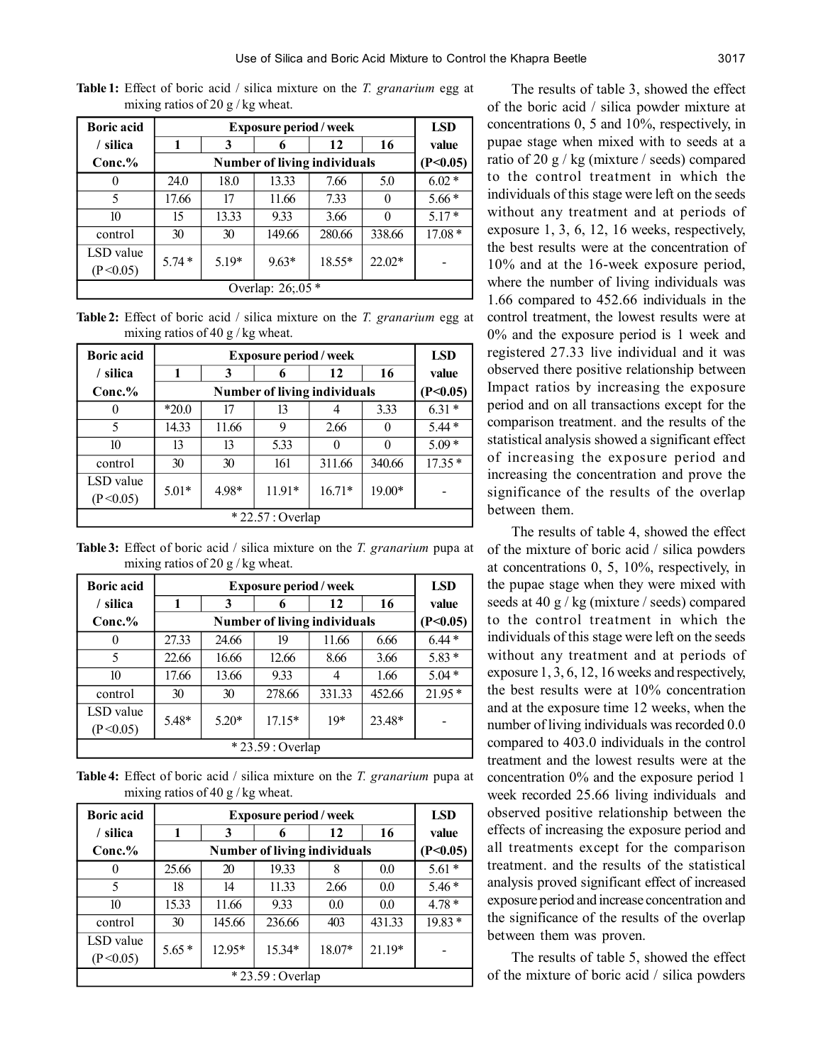**Table 1:** Effect of boric acid / silica mixture on the *T. granarium* egg at mixing ratios of 20 g / kg wheat.

| Boric acid / silica Conc.% | Exposure period / week | | | | | LSD value (P<0.05) |
|---|---|---|---|---|---|---|
| | 1 | 3 | 6 | 12 | 16 | |
| | Number of living individuals | | | | | |
| 0 | 24.0 | 18.0 | 13.33 | 7.66 | 5.0 | 6.02 * |
| 5 | 17.66 | 17 | 11.66 | 7.33 | 0 | 5.66 * |
| 10 | 15 | 13.33 | 9.33 | 3.66 | 0 | 5.17 * |
| control | 30 | 30 | 149.66 | 280.66 | 338.66 | 17.08 * |
| LSD value (P<0.05) | 5.74 * | 5.19* | 9.63* | 18.55* | 22.02* | - |
| Overlap: 26;.05 * | | | | | | |

**Table 2:** Effect of boric acid / silica mixture on the *T. granarium* egg at mixing ratios of 40 g / kg wheat.

| Boric acid / silica Conc.% | Exposure period / week | | | | | LSD value (P<0.05) |
|---|---|---|---|---|---|---|
| | 1 | 3 | 6 | 12 | 16 | |
| | Number of living individuals | | | | | |
| 0 | *20.0 | 17 | 13 | 4 | 3.33 | 6.31 * |
| 5 | 14.33 | 11.66 | 9 | 2.66 | 0 | 5.44 * |
| 10 | 13 | 13 | 5.33 | 0 | 0 | 5.09 * |
| control | 30 | 30 | 161 | 311.66 | 340.66 | 17.35 * |
| LSD value (P<0.05) | 5.01* | 4.98* | 11.91* | 16.71* | 19.00* | - |
| * 22.57 : Overlap | | | | | | |

**Table 3:** Effect of boric acid / silica mixture on the *T. granarium* pupa at mixing ratios of 20 g / kg wheat.

| Boric acid / silica Conc.% | Exposure period / week | | | | | LSD value (P<0.05) |
|---|---|---|---|---|---|---|
| | 1 | 3 | 6 | 12 | 16 | |
| | Number of living individuals | | | | | |
| 0 | 27.33 | 24.66 | 19 | 11.66 | 6.66 | 6.44 * |
| 5 | 22.66 | 16.66 | 12.66 | 8.66 | 3.66 | 5.83 * |
| 10 | 17.66 | 13.66 | 9.33 | 4 | 1.66 | 5.04 * |
| control | 30 | 30 | 278.66 | 331.33 | 452.66 | 21.95 * |
| LSD value (P<0.05) | 5.48* | 5.20* | 17.15* | 19* | 23.48* | - |
| * 23.59 : Overlap | | | | | | |

**Table 4:** Effect of boric acid / silica mixture on the *T. granarium* pupa at mixing ratios of 40 g / kg wheat.

| Boric acid / silica Conc.% | Exposure period / week | | | | | LSD value (P<0.05) |
|---|---|---|---|---|---|---|
| | 1 | 3 | 6 | 12 | 16 | |
| | Number of living individuals | | | | | |
| 0 | 25.66 | 20 | 19.33 | 8 | 0.0 | 5.61 * |
| 5 | 18 | 14 | 11.33 | 2.66 | 0.0 | 5.46 * |
| 10 | 15.33 | 11.66 | 9.33 | 0.0 | 0.0 | 4.78 * |
| control | 30 | 145.66 | 236.66 | 403 | 431.33 | 19.83 * |
| LSD value (P<0.05) | 5.65 * | 12.95* | 15.34* | 18.07* | 21.19* | - |
| * 23.59 : Overlap | | | | | | |

The results of table 3, showed the effect of the boric acid / silica powder mixture at concentrations 0, 5 and 10%, respectively, in pupae stage when mixed with to seeds at a ratio of 20 g / kg (mixture / seeds) compared to the control treatment in which the individuals of this stage were left on the seeds without any treatment and at periods of exposure 1, 3, 6, 12, 16 weeks, respectively, the best results were at the concentration of 10% and at the 16-week exposure period, where the number of living individuals was 1.66 compared to 452.66 individuals in the control treatment, the lowest results were at 0% and the exposure period is 1 week and registered 27.33 live individual and it was observed there positive relationship between Impact ratios by increasing the exposure period and on all transactions except for the comparison treatment. and the results of the statistical analysis showed a significant effect of increasing the exposure period and increasing the concentration and prove the significance of the results of the overlap between them.

The results of table 4, showed the effect of the mixture of boric acid / silica powders at concentrations 0, 5, 10%, respectively, in the pupae stage when they were mixed with seeds at 40 g / kg (mixture / seeds) compared to the control treatment in which the individuals of this stage were left on the seeds without any treatment and at periods of exposure 1, 3, 6, 12, 16 weeks and respectively, the best results were at 10% concentration and at the exposure time 12 weeks, when the number of living individuals was recorded 0.0 compared to 403.0 individuals in the control treatment and the lowest results were at the concentration 0% and the exposure period 1 week recorded 25.66 living individuals and observed positive relationship between the effects of increasing the exposure period and all treatments except for the comparison treatment. and the results of the statistical analysis proved significant effect of increased exposure period and increase concentration and the significance of the results of the overlap between them was proven.

The results of table 5, showed the effect of the mixture of boric acid / silica powders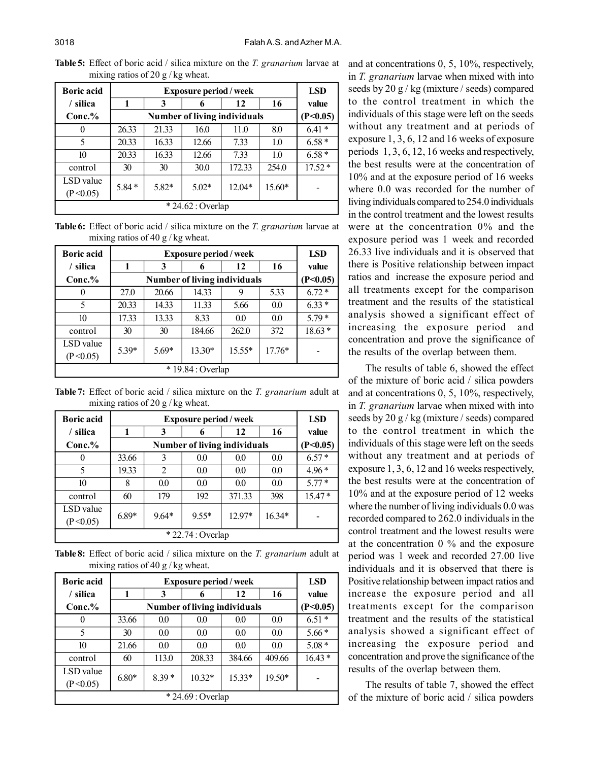**Table 5:** Effect of boric acid / silica mixture on the *T. granarium* larvae at mixing ratios of 20 g / kg wheat.

| Boric acid / silica Conc.% | Exposure period / week | | | | | LSD value (P<0.05) |
|---|---|---|---|---|---|---|
| | 1 | 3 | 6 | 12 | 16 | |
| | Number of living individuals | | | | | |
| 0 | 26.33 | 21.33 | 16.0 | 11.0 | 8.0 | 6.41 * |
| 5 | 20.33 | 16.33 | 12.66 | 7.33 | 1.0 | 6.58 * |
| 10 | 20.33 | 16.33 | 12.66 | 7.33 | 1.0 | 6.58 * |
| control | 30 | 30 | 30.0 | 172.33 | 254.0 | 17.52 * |
| LSD value (P<0.05) | 5.84 * | 5.82* | 5.02* | 12.04* | 15.60* | - |
| * 24.62 : Overlap | | | | | | |

**Table 6:** Effect of boric acid / silica mixture on the *T. granarium* larvae at mixing ratios of 40 g / kg wheat.

| Boric acid / silica Conc.% | Exposure period / week | | | | | LSD value (P<0.05) |
|---|---|---|---|---|---|---|
| | 1 | 3 | 6 | 12 | 16 | |
| | Number of living individuals | | | | | |
| 0 | 27.0 | 20.66 | 14.33 | 9 | 5.33 | 6.72 * |
| 5 | 20.33 | 14.33 | 11.33 | 5.66 | 0.0 | 6.33 * |
| 10 | 17.33 | 13.33 | 8.33 | 0.0 | 0.0 | 5.79 * |
| control | 30 | 30 | 184.66 | 262.0 | 372 | 18.63 * |
| LSD value (P<0.05) | 5.39* | 5.69* | 13.30* | 15.55* | 17.76* | - |
| * 19.84 : Overlap | | | | | | |

**Table 7:** Effect of boric acid / silica mixture on the *T. granarium* adult at mixing ratios of 20 g / kg wheat.

| Boric acid / silica Conc.% | Exposure period / week | | | | | LSD value (P<0.05) |
|---|---|---|---|---|---|---|
| | 1 | 3 | 6 | 12 | 16 | |
| | Number of living individuals | | | | | |
| 0 | 33.66 | 3 | 0.0 | 0.0 | 0.0 | 6.57 * |
| 5 | 19.33 | 2 | 0.0 | 0.0 | 0.0 | 4.96 * |
| 10 | 8 | 0.0 | 0.0 | 0.0 | 0.0 | 5.77 * |
| control | 60 | 179 | 192 | 371.33 | 398 | 15.47 * |
| LSD value (P<0.05) | 6.89* | 9.64* | 9.55* | 12.97* | 16.34* | - |
| * 22.74 : Overlap | | | | | | |

**Table 8:** Effect of boric acid / silica mixture on the *T. granarium* adult at mixing ratios of 40 g / kg wheat.

| Boric acid / silica Conc.% | Exposure period / week | | | | | LSD value (P<0.05) |
|---|---|---|---|---|---|---|
| | 1 | 3 | 6 | 12 | 16 | |
| | Number of living individuals | | | | | |
| 0 | 33.66 | 0.0 | 0.0 | 0.0 | 0.0 | 6.51 * |
| 5 | 30 | 0.0 | 0.0 | 0.0 | 0.0 | 5.66 * |
| 10 | 21.66 | 0.0 | 0.0 | 0.0 | 0.0 | 5.08 * |
| control | 60 | 113.0 | 208.33 | 384.66 | 409.66 | 16.43 * |
| LSD value (P<0.05) | 6.80* | 8.39 * | 10.32* | 15.33* | 19.50* | - |
| * 24.69 : Overlap | | | | | | |

and at concentrations 0, 5, 10%, respectively, in *T. granarium* larvae when mixed with into seeds by 20 g / kg (mixture / seeds) compared to the control treatment in which the individuals of this stage were left on the seeds without any treatment and at periods of exposure 1, 3, 6, 12 and 16 weeks of exposure periods 1, 3, 6, 12, 16 weeks and respectively, the best results were at the concentration of 10% and at the exposure period of 16 weeks where 0.0 was recorded for the number of living individuals compared to 254.0 individuals in the control treatment and the lowest results were at the concentration 0% and the exposure period was 1 week and recorded 26.33 live individuals and it is observed that there is Positive relationship between impact ratios and increase the exposure period and all treatments except for the comparison treatment and the results of the statistical analysis showed a significant effect of increasing the exposure period and concentration and prove the significance of the results of the overlap between them.

The results of table 6, showed the effect of the mixture of boric acid / silica powders and at concentrations 0, 5, 10%, respectively, in *T. granarium* larvae when mixed with into seeds by 20 g / kg (mixture / seeds) compared to the control treatment in which the individuals of this stage were left on the seeds without any treatment and at periods of exposure 1, 3, 6, 12 and 16 weeks respectively, the best results were at the concentration of 10% and at the exposure period of 12 weeks where the number of living individuals 0.0 was recorded compared to 262.0 individuals in the control treatment and the lowest results were at the concentration 0 % and the exposure period was 1 week and recorded 27.00 live individuals and it is observed that there is Positive relationship between impact ratios and increase the exposure period and all treatments except for the comparison treatment and the results of the statistical analysis showed a significant effect of increasing the exposure period and concentration and prove the significance of the results of the overlap between them.

The results of table 7, showed the effect of the mixture of boric acid / silica powders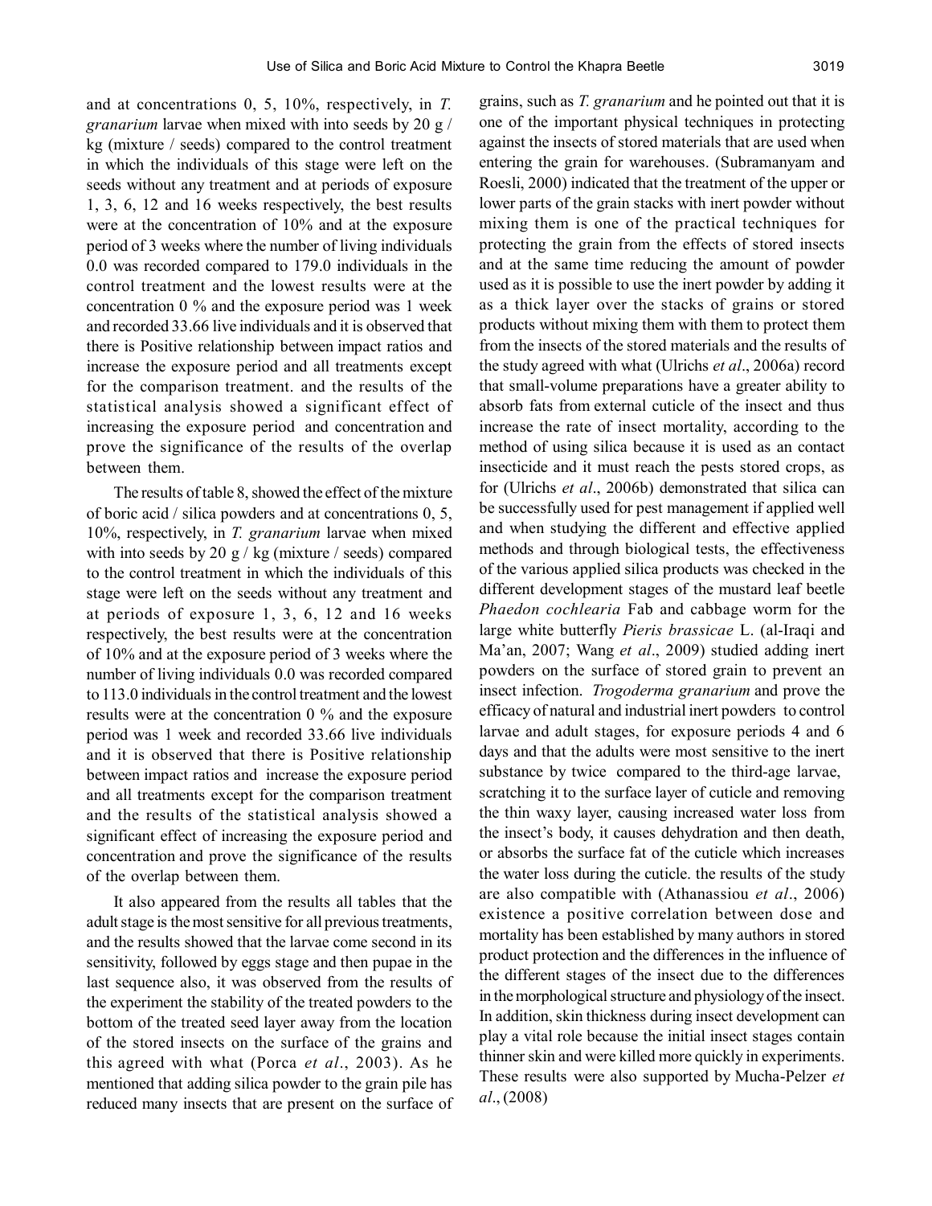and at concentrations 0, 5, 10%, respectively, in *T. granarium* larvae when mixed with into seeds by 20 g / kg (mixture / seeds) compared to the control treatment in which the individuals of this stage were left on the seeds without any treatment and at periods of exposure 1, 3, 6, 12 and 16 weeks respectively, the best results were at the concentration of 10% and at the exposure period of 3 weeks where the number of living individuals 0.0 was recorded compared to 179.0 individuals in the control treatment and the lowest results were at the concentration 0 % and the exposure period was 1 week and recorded 33.66 live individuals and it is observed that there is Positive relationship between impact ratios and increase the exposure period and all treatments except for the comparison treatment. and the results of the statistical analysis showed a significant effect of increasing the exposure period and concentration and prove the significance of the results of the overlap between them.

The results of table 8, showed the effect of the mixture of boric acid / silica powders and at concentrations 0, 5, 10%, respectively, in *T. granarium* larvae when mixed with into seeds by 20 g / kg (mixture / seeds) compared to the control treatment in which the individuals of this stage were left on the seeds without any treatment and at periods of exposure 1, 3, 6, 12 and 16 weeks respectively, the best results were at the concentration of 10% and at the exposure period of 3 weeks where the number of living individuals 0.0 was recorded compared to 113.0 individuals in the control treatment and the lowest results were at the concentration 0 % and the exposure period was 1 week and recorded 33.66 live individuals and it is observed that there is Positive relationship between impact ratios and increase the exposure period and all treatments except for the comparison treatment and the results of the statistical analysis showed a significant effect of increasing the exposure period and concentration and prove the significance of the results of the overlap between them.

It also appeared from the results all tables that the adult stage is the most sensitive for all previous treatments, and the results showed that the larvae come second in its sensitivity, followed by eggs stage and then pupae in the last sequence also, it was observed from the results of the experiment the stability of the treated powders to the bottom of the treated seed layer away from the location of the stored insects on the surface of the grains and this agreed with what (Porca *et al*., 2003). As he mentioned that adding silica powder to the grain pile has reduced many insects that are present on the surface of grains, such as *T. granarium* and he pointed out that it is one of the important physical techniques in protecting against the insects of stored materials that are used when entering the grain for warehouses. (Subramanyam and Roesli, 2000) indicated that the treatment of the upper or lower parts of the grain stacks with inert powder without mixing them is one of the practical techniques for protecting the grain from the effects of stored insects and at the same time reducing the amount of powder used as it is possible to use the inert powder by adding it as a thick layer over the stacks of grains or stored products without mixing them with them to protect them from the insects of the stored materials and the results of the study agreed with what (Ulrichs *et al*., 2006a) record that small-volume preparations have a greater ability to absorb fats from external cuticle of the insect and thus increase the rate of insect mortality, according to the method of using silica because it is used as an contact insecticide and it must reach the pests stored crops, as for (Ulrichs *et al*., 2006b) demonstrated that silica can be successfully used for pest management if applied well and when studying the different and effective applied methods and through biological tests, the effectiveness of the various applied silica products was checked in the different development stages of the mustard leaf beetle *Phaedon cochlearia* Fab and cabbage worm for the large white butterfly *Pieris brassicae* L. (al-Iraqi and Ma'an, 2007; Wang *et al*., 2009) studied adding inert powders on the surface of stored grain to prevent an insect infection. *Trogoderma granarium* and prove the efficacy of natural and industrial inert powders to control larvae and adult stages, for exposure periods 4 and 6 days and that the adults were most sensitive to the inert substance by twice compared to the third-age larvae, scratching it to the surface layer of cuticle and removing the thin waxy layer, causing increased water loss from the insect's body, it causes dehydration and then death, or absorbs the surface fat of the cuticle which increases the water loss during the cuticle. the results of the study are also compatible with (Athanassiou *et al*., 2006) existence a positive correlation between dose and mortality has been established by many authors in stored product protection and the differences in the influence of the different stages of the insect due to the differences in the morphological structure and physiology of the insect. In addition, skin thickness during insect development can play a vital role because the initial insect stages contain thinner skin and were killed more quickly in experiments. These results were also supported by Mucha-Pelzer *et al*., (2008)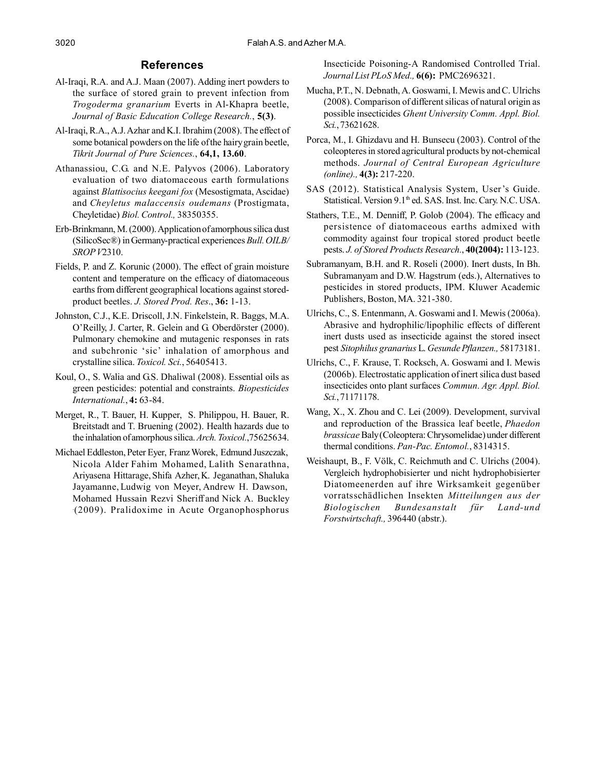## References

Al-Iraqi, R.A. and A.J. Maan (2007). Adding inert powders to the surface of stored grain to prevent infection from *Trogoderma granarium* Everts in Al-Khapra beetle, *Journal of Basic Education College Research.*, **5(3)**.

Al-Iraqi, R.A., A.J. Azhar and K.I. Ibrahim (2008). The effect of some botanical powders on the life of the hairy grain beetle, *Tikrit Journal of Pure Sciences.*, **64,1, 13.60**.

Athanassiou, C.G. and N.E. Palyvos (2006). Laboratory evaluation of two diatomaceous earth formulations against *Blattisocius keegani fox* (Mesostigmata, Ascidae) and *Cheyletus malaccensis oudemans* (Prostigmata, Cheyletidae) *Biol. Control.,* 38350355.

Erb-Brinkmann, M. (2000). Application of amorphous silica dust (SilicoSec®) in Germany-practical experiences *Bull. OILB/ SROP V*2310.

Fields, P. and Z. Korunic (2000). The effect of grain moisture content and temperature on the efficacy of diatomaceous earths from different geographical locations against stored-product beetles. *J. Stored Prod. Res*., **36:** 1-13.

Johnston, C.J., K.E. Driscoll, J.N. Finkelstein, R. Baggs, M.A. O'Reilly, J. Carter, R. Gelein and G. Oberdörster (2000). Pulmonary chemokine and mutagenic responses in rats and subchronic 'sic' inhalation of amorphous and crystalline silica. *Toxicol. Sci.*, 56405413.

Koul, O., S. Walia and G.S. Dhaliwal (2008). Essential oils as green pesticides: potential and constraints. *Biopesticides International.*, **4:** 63-84.

Merget, R., T. Bauer, H. Kupper, S. Philippou, H. Bauer, R. Breitstadt and T. Bruening (2002). Health hazards due to the inhalation of amorphous silica. *Arch. Toxicol*.,75625634.

Michael Eddleston, Peter Eyer, Franz Worek, Edmund Juszczak, Nicola Alder Fahim Mohamed, Lalith Senarathna, Ariyasena Hittarage, Shifa Azher, K. Jeganathan, Shaluka Jayamanne, Ludwig von Meyer, Andrew H. Dawson, Mohamed Hussain Rezvi Sheriff and Nick A. Buckley .(2009). Pralidoxime in Acute Organophosphorus Insecticide Poisoning-A Randomised Controlled Trial. *Journal List PLoS Med.,* **6(6):** PMC2696321.

Mucha, P.T., N. Debnath, A. Goswami, I. Mewis and C. Ulrichs (2008). Comparison of different silicas of natural origin as possible insecticides *Ghent University Comm. Appl. Biol. Sci.*, 73621628.

Porca, M., I. Ghizdavu and H. Bunsecu (2003). Control of the coleopteres in stored agricultural products by not-chemical methods. *Journal of Central European Agriculture (online).,* **4(3):** 217-220.

SAS (2012). Statistical Analysis System, User's Guide. Statistical. Version 9.1th ed. SAS. Inst. Inc. Cary. N.C. USA.

Stathers, T.E., M. Denniff, P. Golob (2004). The efficacy and persistence of diatomaceous earths admixed with commodity against four tropical stored product beetle pests. *J. of Stored Products Research.*, **40(2004):** 113-123.

Subramanyam, B.H. and R. Roseli (2000). Inert dusts, In Bh. Subramanyam and D.W. Hagstrum (eds.), Alternatives to pesticides in stored products, IPM. Kluwer Academic Publishers, Boston, MA. 321-380.

Ulrichs, C., S. Entenmann, A. Goswami and I. Mewis (2006a). Abrasive and hydrophilic/lipophilic effects of different inert dusts used as insecticide against the stored insect pest *Sitophilus granarius* L. *Gesunde Pflanzen.,* 58173181.

Ulrichs, C., F. Krause, T. Rocksch, A. Goswami and I. Mewis (2006b). Electrostatic application of inert silica dust based insecticides onto plant surfaces *Commun. Agr. Appl. Biol. Sci.*, 71171178.

Wang, X., X. Zhou and C. Lei (2009). Development, survival and reproduction of the Brassica leaf beetle, *Phaedon brassicae* Baly (Coleoptera: Chrysomelidae) under different thermal conditions. *Pan-Pac. Entomol.*, 8314315.

Weishaupt, B., F. Völk, C. Reichmuth and C. Ulrichs (2004). Vergleich hydrophobisierter und nicht hydrophobisierter Diatomeenerden auf ihre Wirksamkeit gegenüber vorratsschädlichen Insekten *Mitteilungen aus der Biologischen Bundesanstalt für Land-und Forstwirtschaft.,* 396440 (abstr.).